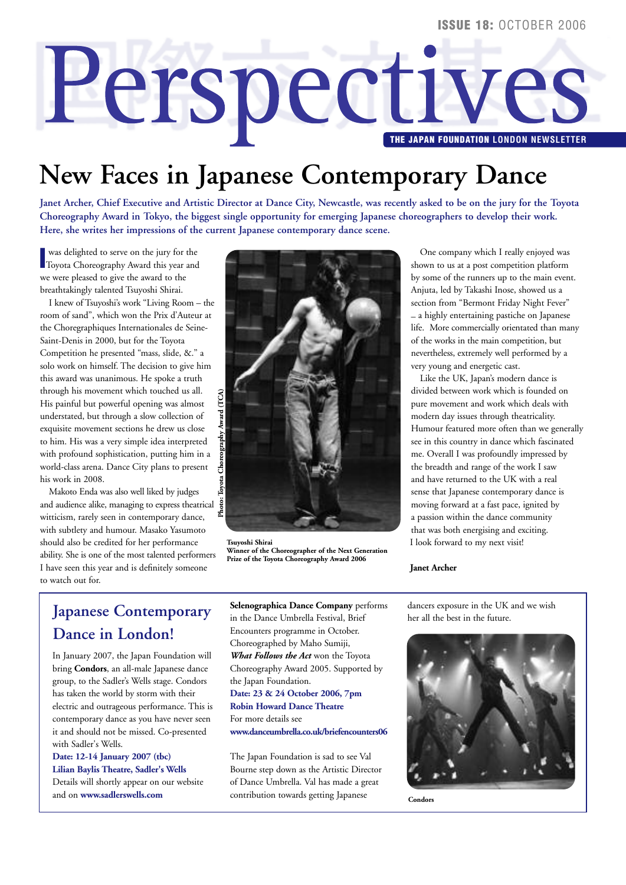ISSUE 18: OCTOBER 2006

# Perspectives

THE JAPAN FOUNDATION LONDON NEWSLETTER

# New Faces in Japanese Contemporary Dance

**Janet Archer, Chief Executive and Artistic Director at Dance City, Newcastle, was recently asked to be on the jury for the Toyota Choreography Award in Tokyo, the biggest single opportunity for emerging Japanese choreographers to develop their work. Here, she writes her impressions of the current Japanese contemporary dance scene.**

I was delighted to serve on the jury for the Toyota Choreography Award this year and we were pleased to give the award to the breathtakingly talented Tsuyoshi Shirai.

I knew of Tsuyoshi's work "Living Room – the room of sand", which won the Prix d'Auteur at the Choregraphiques Internationales de Seine-Saint-Denis in 2000, but for the Toyota Competition he presented "mass, slide, &." a solo work on himself. The decision to give him this award was unanimous. He spoke a truth through his movement which touched us all. His painful but powerful opening was almost understated, but through a slow collection of exquisite movement sections he drew us close to him. His was a very simple idea interpreted with profound sophistication, putting him in a world-class arena. Dance City plans to present his work in 2008.

Makoto Enda was also well liked by judges and audience alike, managing to express theatrical witticism, rarely seen in contemporary dance, with subtlety and humour. Masako Yasumoto should also be credited for her performance ability. She is one of the most talented performers I have seen this year and is definitely someone to watch out for.

Photo: Toyota Choreography Award (TCA)

**Tsuyoshi Shirai**
**Winner of the Choreographer of the Next Generation Prize of the Toyota Choreography Award 2006**

One company which I really enjoyed was shown to us at a post competition platform by some of the runners up to the main event. Anjuta, led by Takashi Inose, showed us a section from "Bermont Friday Night Fever" – a highly entertaining pastiche on Japanese life. More commercially orientated than many of the works in the main competition, but nevertheless, extremely well performed by a very young and energetic cast.

Like the UK, Japan's modern dance is divided between work which is founded on pure movement and work which deals with modern day issues through theatricality. Humour featured more often than we generally see in this country in dance which fascinated me. Overall I was profoundly impressed by the breadth and range of the work I saw and have returned to the UK with a real sense that Japanese contemporary dance is moving forward at a fast pace, ignited by a passion within the dance community that was both energising and exciting. I look forward to my next visit!

**Janet Archer**

## Japanese Contemporary Dance in London!

In January 2007, the Japan Foundation will bring **Condors**, an all-male Japanese dance group, to the Sadler's Wells stage. Condors has taken the world by storm with their electric and outrageous performance. This is contemporary dance as you have never seen it and should not be missed. Co-presented with Sadler's Wells.

**Date: 12-14 January 2007 (tbc)**
**Lilian Baylis Theatre, Sadler's Wells**
Details will shortly appear on our website and on **www.sadlerswells.com**

**Selenographica Dance Company** performs in the Dance Umbrella Festival, Brief Encounters programme in October. Choreographed by Maho Sumiji, ***What Follows the Act*** won the Toyota Choreography Award 2005. Supported by the Japan Foundation.

**Date: 23 & 24 October 2006, 7pm**
**Robin Howard Dance Theatre**
For more details see
**www.danceumbrella.co.uk/briefencounters06**

The Japan Foundation is sad to see Val Bourne step down as the Artistic Director of Dance Umbrella. Val has made a great contribution towards getting Japanese dancers exposure in the UK and we wish her all the best in the future.

**Condors**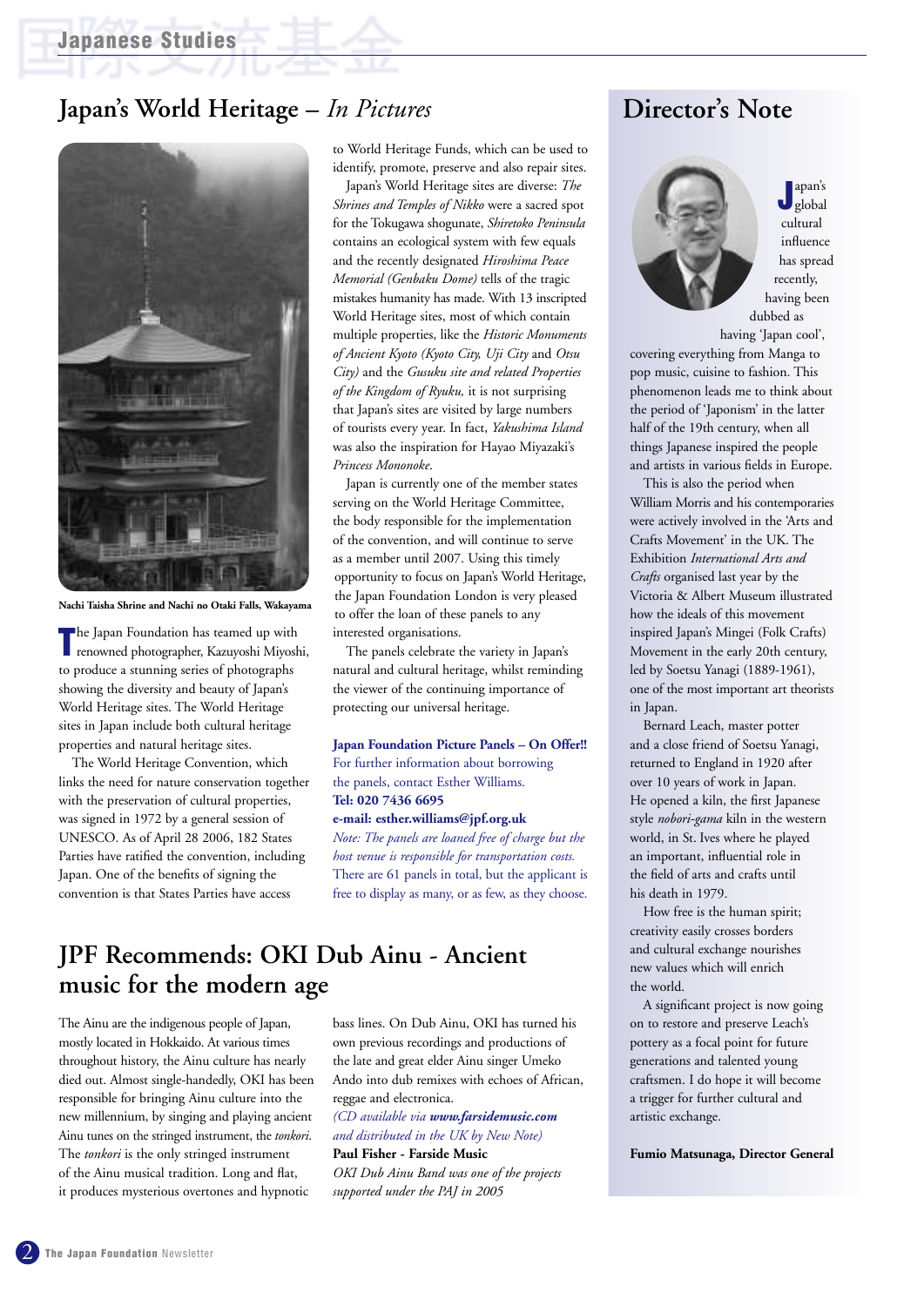# Japan's World Heritage – *In Pictures*

Nachi Taisha Shrine and Nachi no Otaki Falls, Wakayama

The Japan Foundation has teamed up with renowned photographer, Kazuyoshi Miyoshi, to produce a stunning series of photographs showing the diversity and beauty of Japan's World Heritage sites. The World Heritage sites in Japan include both cultural heritage properties and natural heritage sites.

The World Heritage Convention, which links the need for nature conservation together with the preservation of cultural properties, was signed in 1972 by a general session of UNESCO. As of April 28 2006, 182 States Parties have ratified the convention, including Japan. One of the benefits of signing the convention is that States Parties have access to World Heritage Funds, which can be used to identify, promote, preserve and also repair sites.

Japan's World Heritage sites are diverse: *The Shrines and Temples of Nikko* were a sacred spot for the Tokugawa shogunate, *Shiretoko Peninsula* contains an ecological system with few equals and the recently designated *Hiroshima Peace Memorial (Genbaku Dome)* tells of the tragic mistakes humanity has made. With 13 inscripted World Heritage sites, most of which contain multiple properties, like the *Historic Monuments of Ancient Kyoto (Kyoto City, Uji City* and *Otsu City)* and the *Gusuku site and related Properties of the Kingdom of Ryuku,* it is not surprising that Japan's sites are visited by large numbers of tourists every year. In fact, *Yakushima Island* was also the inspiration for Hayao Miyazaki's *Princess Mononoke*.

Japan is currently one of the member states serving on the World Heritage Committee, the body responsible for the implementation of the convention, and will continue to serve as a member until 2007. Using this timely opportunity to focus on Japan's World Heritage, the Japan Foundation London is very pleased to offer the loan of these panels to any interested organisations.

The panels celebrate the variety in Japan's natural and cultural heritage, whilst reminding the viewer of the continuing importance of protecting our universal heritage.

**Japan Foundation Picture Panels – On Offer!!**
For further information about borrowing the panels, contact Esther Williams.
**Tel: 020 7436 6695**
**e-mail: esther.williams@jpf.org.uk**
*Note: The panels are loaned free of charge but the host venue is responsible for transportation costs.*
There are 61 panels in total, but the applicant is free to display as many, or as few, as they choose.

# JPF Recommends: OKI Dub Ainu - Ancient music for the modern age

The Ainu are the indigenous people of Japan, mostly located in Hokkaido. At various times throughout history, the Ainu culture has nearly died out. Almost single-handedly, OKI has been responsible for bringing Ainu culture into the new millennium, by singing and playing ancient Ainu tunes on the stringed instrument, the *tonkori*. The *tonkori* is the only stringed instrument of the Ainu musical tradition. Long and flat, it produces mysterious overtones and hypnotic bass lines. On Dub Ainu, OKI has turned his own previous recordings and productions of the late and great elder Ainu singer Umeko Ando into dub remixes with echoes of African, reggae and electronica.

*(CD available via* ***www.farsidemusic.com*** *and distributed in the UK by New Note)*

**Paul Fisher - Farside Music**

*OKI Dub Ainu Band was one of the projects supported under the PAJ in 2005*

# Director's Note

Japan's global cultural influence has spread recently, having been dubbed as having 'Japan cool', covering everything from Manga to pop music, cuisine to fashion. This phenomenon leads me to think about the period of 'Japonism' in the latter half of the 19th century, when all things Japanese inspired the people and artists in various fields in Europe.

This is also the period when William Morris and his contemporaries were actively involved in the 'Arts and Crafts Movement' in the UK. The Exhibition *International Arts and Crafts* organised last year by the Victoria & Albert Museum illustrated how the ideals of this movement inspired Japan's Mingei (Folk Crafts) Movement in the early 20th century, led by Soetsu Yanagi (1889-1961), one of the most important art theorists in Japan.

Bernard Leach, master potter and a close friend of Soetsu Yanagi, returned to England in 1920 after over 10 years of work in Japan. He opened a kiln, the first Japanese style *nobori-gama* kiln in the western world, in St. Ives where he played an important, influential role in the field of arts and crafts until his death in 1979.

How free is the human spirit; creativity easily crosses borders and cultural exchange nourishes new values which will enrich the world.

A significant project is now going on to restore and preserve Leach's pottery as a focal point for future generations and talented young craftsmen. I do hope it will become a trigger for further cultural and artistic exchange.

**Fumio Matsunaga, Director General**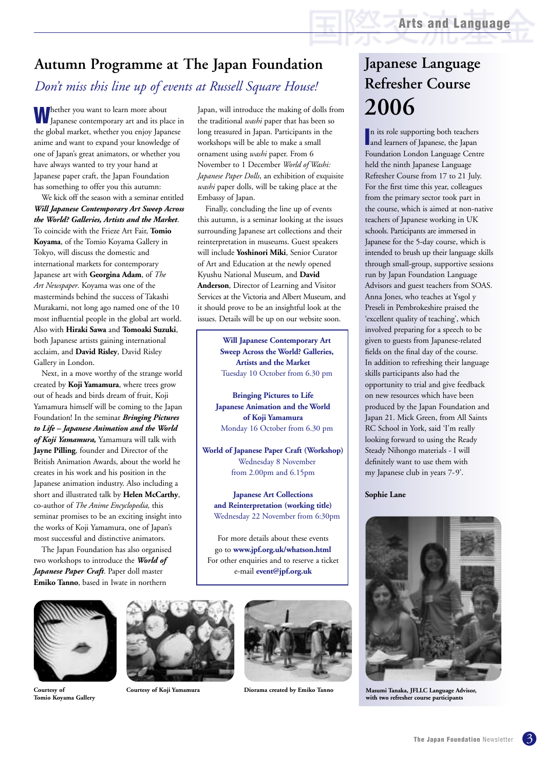# Autumn Programme at The Japan Foundation

*Don't miss this line up of events at Russell Square House!*

Whether you want to learn more about Japanese contemporary art and its place in the global market, whether you enjoy Japanese anime and want to expand your knowledge of one of Japan's great animators, or whether you have always wanted to try your hand at Japanese paper craft, the Japan Foundation has something to offer you this autumn:

We kick off the season with a seminar entitled ***Will Japanese Contemporary Art Sweep Across the World? Galleries, Artists and the Market***. To coincide with the Frieze Art Fair, **Tomio Koyama**, of the Tomio Koyama Gallery in Tokyo, will discuss the domestic and international markets for contemporary Japanese art with **Georgina Adam**, of *The Art Newspaper*. Koyama was one of the masterminds behind the success of Takashi Murakami, not long ago named one of the 10 most influential people in the global art world. Also with **Hiraki Sawa** and **Tomoaki Suzuki**, both Japanese artists gaining international acclaim, and **David Risley**, David Risley Gallery in London.

Next, in a move worthy of the strange world created by **Koji Yamamura**, where trees grow out of heads and birds dream of fruit, Koji Yamamura himself will be coming to the Japan Foundation! In the seminar ***Bringing Pictures to Life – Japanese Animation and the World of Koji Yamamura,*** Yamamura will talk with **Jayne Pilling**, founder and Director of the British Animation Awards, about the world he creates in his work and his position in the Japanese animation industry. Also including a short and illustrated talk by **Helen McCarthy**, co-author of *The Anime Encyclopedia,* this seminar promises to be an exciting insight into the works of Koji Yamamura, one of Japan's most successful and distinctive animators.

The Japan Foundation has also organised two workshops to introduce the ***World of Japanese Paper Craft***. Paper doll master **Emiko Tanno**, based in Iwate in northern Japan, will introduce the making of dolls from the traditional *washi* paper that has been so long treasured in Japan. Participants in the workshops will be able to make a small ornament using *washi* paper. From 6 November to 1 December *World of Washi: Japanese Paper Dolls*, an exhibition of exquisite *washi* paper dolls, will be taking place at the Embassy of Japan.

Finally, concluding the line up of events this autumn, is a seminar looking at the issues surrounding Japanese art collections and their reinterpretation in museums. Guest speakers will include **Yoshinori Miki**, Senior Curator of Art and Education at the newly opened Kyushu National Museum, and **David Anderson**, Director of Learning and Visitor Services at the Victoria and Albert Museum, and it should prove to be an insightful look at the issues. Details will be up on our website soon.

**Will Japanese Contemporary Art Sweep Across the World? Galleries, Artists and the Market**
Tuesday 10 October from 6.30 pm

**Bringing Pictures to Life Japanese Animation and the World of Koji Yamamura**
Monday 16 October from 6.30 pm

**World of Japanese Paper Craft (Workshop)**
Wednesday 8 November from 2.00pm and 6.15pm

**Japanese Art Collections and Reinterpretation (working title)**
Wednesday 22 November from 6:30pm

For more details about these events go to **www.jpf.org.uk/whatson.html**
For other enquiries and to reserve a ticket e-mail **event@jpf.org.uk**

Courtesy of Tomio Koyama Gallery

Courtesy of Koji Yamamura

Diorama created by Emiko Tanno

# Japanese Language Refresher Course 2006

In its role supporting both teachers and learners of Japanese, the Japan Foundation London Language Centre held the ninth Japanese Language Refresher Course from 17 to 21 July. For the first time this year, colleagues from the primary sector took part in the course, which is aimed at non-native teachers of Japanese working in UK schools. Participants are immersed in Japanese for the 5-day course, which is intended to brush up their language skills through small-group, supportive sessions run by Japan Foundation Language Advisors and guest teachers from SOAS. Anna Jones, who teaches at Ysgol y Preseli in Pembrokeshire praised the 'excellent quality of teaching', which involved preparing for a speech to be given to guests from Japanese-related fields on the final day of the course. In addition to refreshing their language skills participants also had the opportunity to trial and give feedback on new resources which have been produced by the Japan Foundation and Japan 21. Mick Green, from All Saints RC School in York, said 'I'm really looking forward to using the Ready Steady Nihongo materials - I will definitely want to use them with my Japanese club in years 7-9'.

**Sophie Lane**

Masumi Tanaka, JFLLC Language Advisor, with two refresher course participants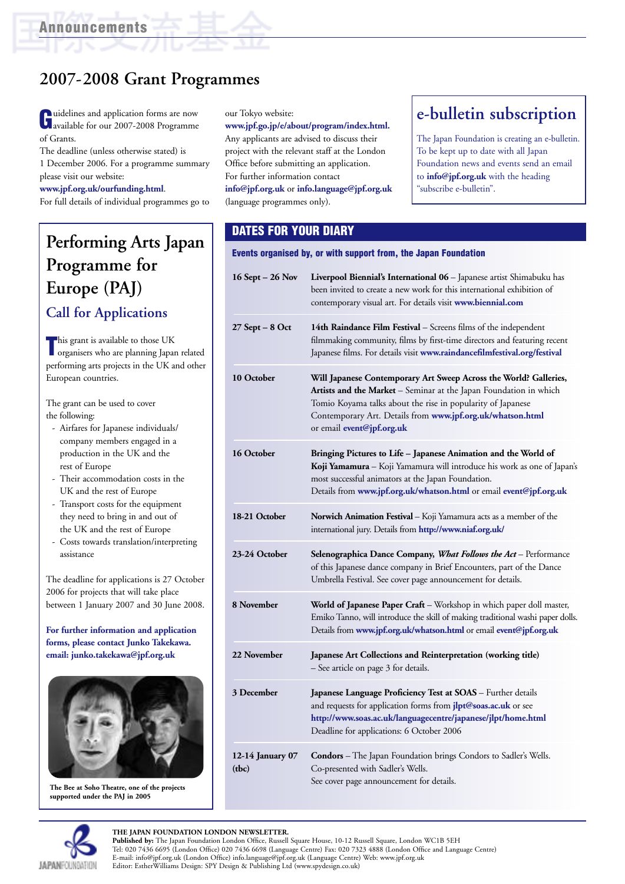# 2007-2008 Grant Programmes

Guidelines and application forms are now available for our 2007-2008 Programme of Grants.

The deadline (unless otherwise stated) is 1 December 2006. For a programme summary please visit our website:

**www.jpf.org.uk/ourfunding.html**.

For full details of individual programmes go to our Tokyo website:

**www.jpf.go.jp/e/about/program/index.html.**

Any applicants are advised to discuss their project with the relevant staff at the London Office before submitting an application.

For further information contact **info@jpf.org.uk** or **info.language@jpf.org.uk** (language programmes only).

## e-bulletin subscription

The Japan Foundation is creating an e-bulletin. To be kept up to date with all Japan Foundation news and events send an email to **info@jpf.org.uk** with the heading "subscribe e-bulletin".

## Performing Arts Japan Programme for Europe (PAJ)

### Call for Applications

This grant is available to those UK organisers who are planning Japan related performing arts projects in the UK and other European countries.

The grant can be used to cover the following:

- Airfares for Japanese individuals/ company members engaged in a production in the UK and the rest of Europe
- Their accommodation costs in the UK and the rest of Europe
- Transport costs for the equipment they need to bring in and out of the UK and the rest of Europe
- Costs towards translation/interpreting assistance

The deadline for applications is 27 October 2006 for projects that will take place between 1 January 2007 and 30 June 2008.

**For further information and application forms, please contact Junko Takekawa. email: junko.takekawa@jpf.org.uk**

**The Bee at Soho Theatre, one of the projects supported under the PAJ in 2005**

## DATES FOR YOUR DIARY

**Events organised by, or with support from, the Japan Foundation**

| | |
|---|---|
| **16 Sept – 26 Nov** | **Liverpool Biennial's International 06** – Japanese artist Shimabuku has been invited to create a new work for this international exhibition of contemporary visual art. For details visit **www.biennial.com** |
| **27 Sept – 8 Oct** | **14th Raindance Film Festival** – Screens films of the independent filmmaking community, films by first-time directors and featuring recent Japanese films. For details visit **www.raindancefilmfestival.org/festival** |
| **10 October** | **Will Japanese Contemporary Art Sweep Across the World? Galleries, Artists and the Market** – Seminar at the Japan Foundation in which Tomio Koyama talks about the rise in popularity of Japanese Contemporary Art. Details from **www.jpf.org.uk/whatson.html** or email **event@jpf.org.uk** |
| **16 October** | **Bringing Pictures to Life – Japanese Animation and the World of Koji Yamamura** – Koji Yamamura will introduce his work as one of Japan's most successful animators at the Japan Foundation. Details from **www.jpf.org.uk/whatson.html** or email **event@jpf.org.uk** |
| **18-21 October** | **Norwich Animation Festival** – Koji Yamamura acts as a member of the international jury. Details from **http://www.niaf.org.uk/** |
| **23-24 October** | **Selenographica Dance Company, *What Follows the Act*** – Performance of this Japanese dance company in Brief Encounters, part of the Dance Umbrella Festival. See cover page announcement for details. |
| **8 November** | **World of Japanese Paper Craft** – Workshop in which paper doll master, Emiko Tanno, will introduce the skill of making traditional washi paper dolls. Details from **www.jpf.org.uk/whatson.html** or email **event@jpf.org.uk** |
| **22 November** | **Japanese Art Collections and Reinterpretation (working title)** – See article on page 3 for details. |
| **3 December** | **Japanese Language Proficiency Test at SOAS** – Further details and requests for application forms from **jlpt@soas.ac.uk** or see **http://www.soas.ac.uk/languagecentre/japanese/jlpt/home.html** Deadline for applications: 6 October 2006 |
| **12-14 January 07 (tbc)** | **Condors** – The Japan Foundation brings Condors to Sadler's Wells. Co-presented with Sadler's Wells. See cover page announcement for details. |

**THE JAPAN FOUNDATION LONDON NEWSLETTER.**
**Published by:** The Japan Foundation London Office, Russell Square House, 10-12 Russell Square, London WC1B 5EH
Tel: 020 7436 6695 (London Office) 020 7436 6698 (Language Centre) Fax: 020 7323 4888 (London Office and Language Centre)
E-mail: info@jpf.org.uk (London Office) info.language@jpf.org.uk (Language Centre) Web: www.jpf.org.uk
Editor: EstherWilliams Design: SPY Design & Publishing Ltd (www.spydesign.co.uk)